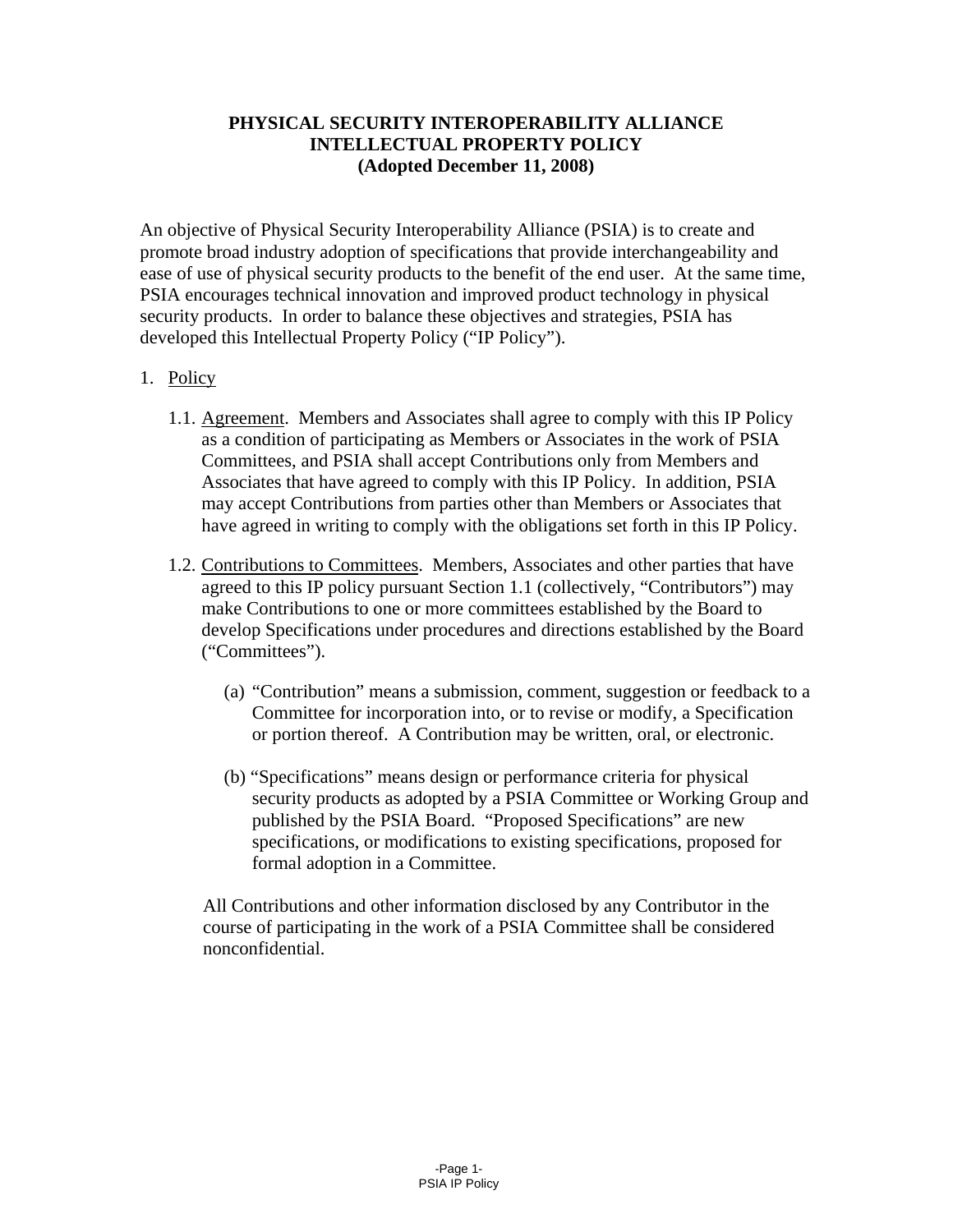# PHYSICAL SECURITY INTEROPERABILITY ALLIANCE
# INTELLECTUAL PROPERTY POLICY
# (Adopted December 11, 2008)

An objective of Physical Security Interoperability Alliance (PSIA) is to create and promote broad industry adoption of specifications that provide interchangeability and ease of use of physical security products to the benefit of the end user. At the same time, PSIA encourages technical innovation and improved product technology in physical security products. In order to balance these objectives and strategies, PSIA has developed this Intellectual Property Policy ("IP Policy").

1. Policy

   1.1. Agreement. Members and Associates shall agree to comply with this IP Policy as a condition of participating as Members or Associates in the work of PSIA Committees, and PSIA shall accept Contributions only from Members and Associates that have agreed to comply with this IP Policy. In addition, PSIA may accept Contributions from parties other than Members or Associates that have agreed in writing to comply with the obligations set forth in this IP Policy.

   1.2. Contributions to Committees. Members, Associates and other parties that have agreed to this IP policy pursuant Section 1.1 (collectively, "Contributors") may make Contributions to one or more committees established by the Board to develop Specifications under procedures and directions established by the Board ("Committees").

      (a) "Contribution" means a submission, comment, suggestion or feedback to a Committee for incorporation into, or to revise or modify, a Specification or portion thereof. A Contribution may be written, oral, or electronic.

      (b) "Specifications" means design or performance criteria for physical security products as adopted by a PSIA Committee or Working Group and published by the PSIA Board. "Proposed Specifications" are new specifications, or modifications to existing specifications, proposed for formal adoption in a Committee.

   All Contributions and other information disclosed by any Contributor in the course of participating in the work of a PSIA Committee shall be considered nonconfidential.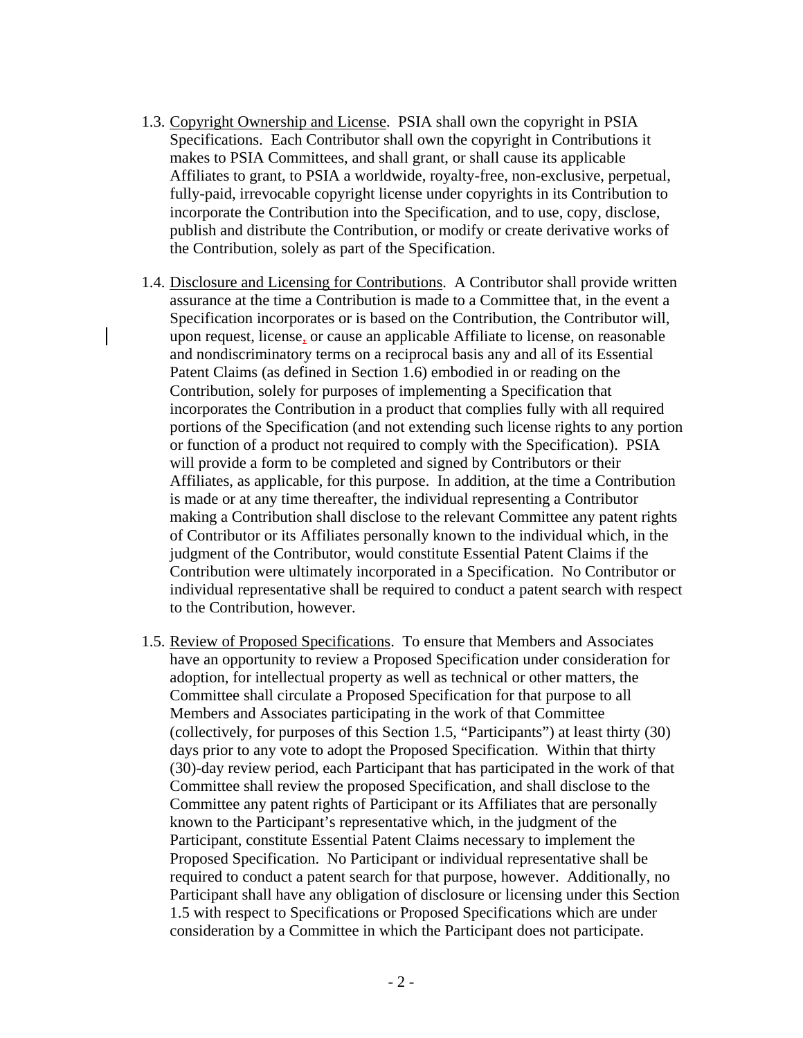1.3. <u>Copyright Ownership and License</u>. PSIA shall own the copyright in PSIA Specifications. Each Contributor shall own the copyright in Contributions it makes to PSIA Committees, and shall grant, or shall cause its applicable Affiliates to grant, to PSIA a worldwide, royalty-free, non-exclusive, perpetual, fully-paid, irrevocable copyright license under copyrights in its Contribution to incorporate the Contribution into the Specification, and to use, copy, disclose, publish and distribute the Contribution, or modify or create derivative works of the Contribution, solely as part of the Specification.

1.4. <u>Disclosure and Licensing for Contributions</u>. A Contributor shall provide written assurance at the time a Contribution is made to a Committee that, in the event a Specification incorporates or is based on the Contribution, the Contributor will, upon request, license, or cause an applicable Affiliate to license, on reasonable and nondiscriminatory terms on a reciprocal basis any and all of its Essential Patent Claims (as defined in Section 1.6) embodied in or reading on the Contribution, solely for purposes of implementing a Specification that incorporates the Contribution in a product that complies fully with all required portions of the Specification (and not extending such license rights to any portion or function of a product not required to comply with the Specification). PSIA will provide a form to be completed and signed by Contributors or their Affiliates, as applicable, for this purpose. In addition, at the time a Contribution is made or at any time thereafter, the individual representing a Contributor making a Contribution shall disclose to the relevant Committee any patent rights of Contributor or its Affiliates personally known to the individual which, in the judgment of the Contributor, would constitute Essential Patent Claims if the Contribution were ultimately incorporated in a Specification. No Contributor or individual representative shall be required to conduct a patent search with respect to the Contribution, however.

1.5. <u>Review of Proposed Specifications</u>. To ensure that Members and Associates have an opportunity to review a Proposed Specification under consideration for adoption, for intellectual property as well as technical or other matters, the Committee shall circulate a Proposed Specification for that purpose to all Members and Associates participating in the work of that Committee (collectively, for purposes of this Section 1.5, "Participants") at least thirty (30) days prior to any vote to adopt the Proposed Specification. Within that thirty (30)-day review period, each Participant that has participated in the work of that Committee shall review the proposed Specification, and shall disclose to the Committee any patent rights of Participant or its Affiliates that are personally known to the Participant's representative which, in the judgment of the Participant, constitute Essential Patent Claims necessary to implement the Proposed Specification. No Participant or individual representative shall be required to conduct a patent search for that purpose, however. Additionally, no Participant shall have any obligation of disclosure or licensing under this Section 1.5 with respect to Specifications or Proposed Specifications which are under consideration by a Committee in which the Participant does not participate.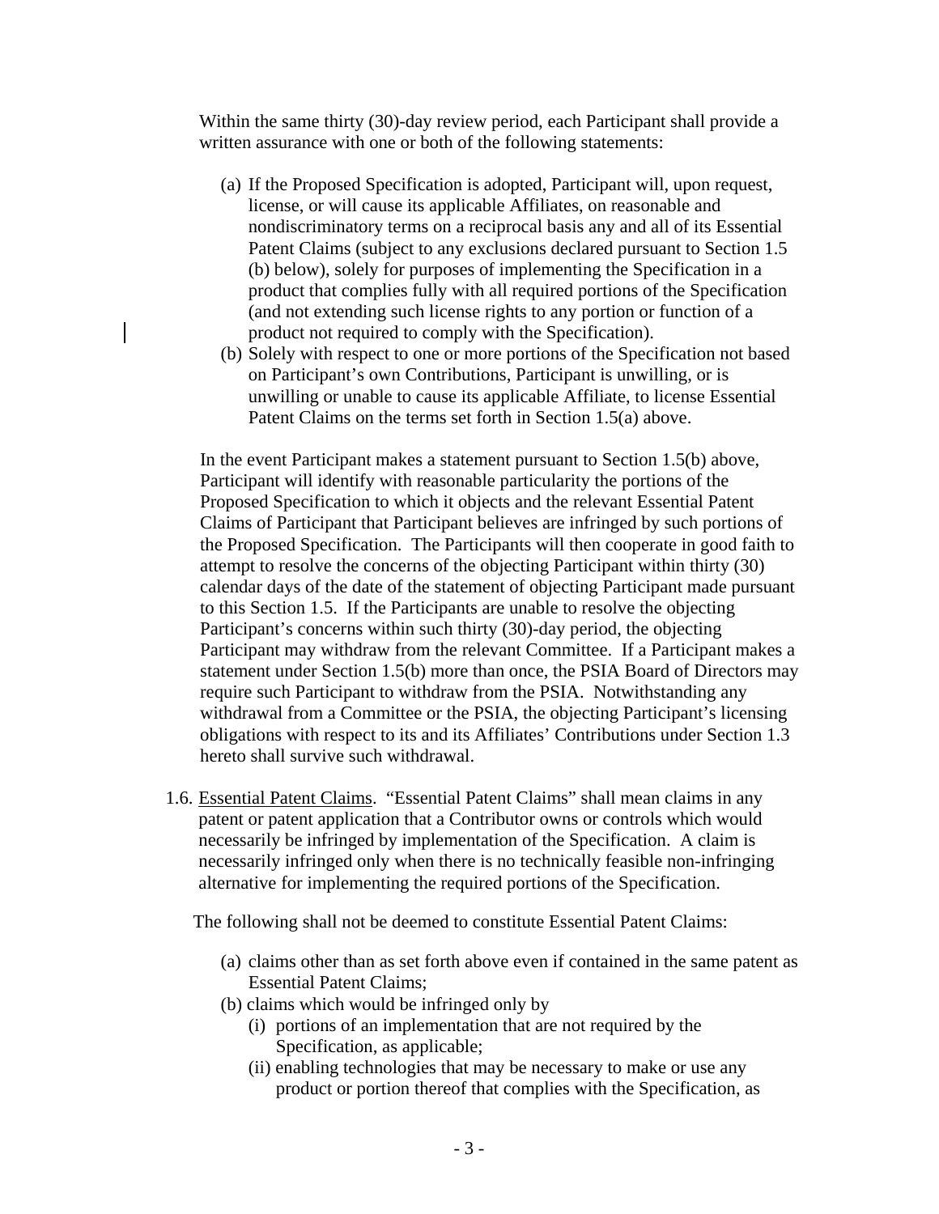Within the same thirty (30)-day review period, each Participant shall provide a written assurance with one or both of the following statements:

(a) If the Proposed Specification is adopted, Participant will, upon request, license, or will cause its applicable Affiliates, on reasonable and nondiscriminatory terms on a reciprocal basis any and all of its Essential Patent Claims (subject to any exclusions declared pursuant to Section 1.5 (b) below), solely for purposes of implementing the Specification in a product that complies fully with all required portions of the Specification (and not extending such license rights to any portion or function of a product not required to comply with the Specification).

(b) Solely with respect to one or more portions of the Specification not based on Participant's own Contributions, Participant is unwilling, or is unwilling or unable to cause its applicable Affiliate, to license Essential Patent Claims on the terms set forth in Section 1.5(a) above.

In the event Participant makes a statement pursuant to Section 1.5(b) above, Participant will identify with reasonable particularity the portions of the Proposed Specification to which it objects and the relevant Essential Patent Claims of Participant that Participant believes are infringed by such portions of the Proposed Specification. The Participants will then cooperate in good faith to attempt to resolve the concerns of the objecting Participant within thirty (30) calendar days of the date of the statement of objecting Participant made pursuant to this Section 1.5. If the Participants are unable to resolve the objecting Participant's concerns within such thirty (30)-day period, the objecting Participant may withdraw from the relevant Committee. If a Participant makes a statement under Section 1.5(b) more than once, the PSIA Board of Directors may require such Participant to withdraw from the PSIA. Notwithstanding any withdrawal from a Committee or the PSIA, the objecting Participant's licensing obligations with respect to its and its Affiliates' Contributions under Section 1.3 hereto shall survive such withdrawal.

1.6. Essential Patent Claims. "Essential Patent Claims" shall mean claims in any patent or patent application that a Contributor owns or controls which would necessarily be infringed by implementation of the Specification. A claim is necessarily infringed only when there is no technically feasible non-infringing alternative for implementing the required portions of the Specification.

The following shall not be deemed to constitute Essential Patent Claims:

(a) claims other than as set forth above even if contained in the same patent as Essential Patent Claims;

(b) claims which would be infringed only by
   (i) portions of an implementation that are not required by the Specification, as applicable;
   (ii) enabling technologies that may be necessary to make or use any product or portion thereof that complies with the Specification, as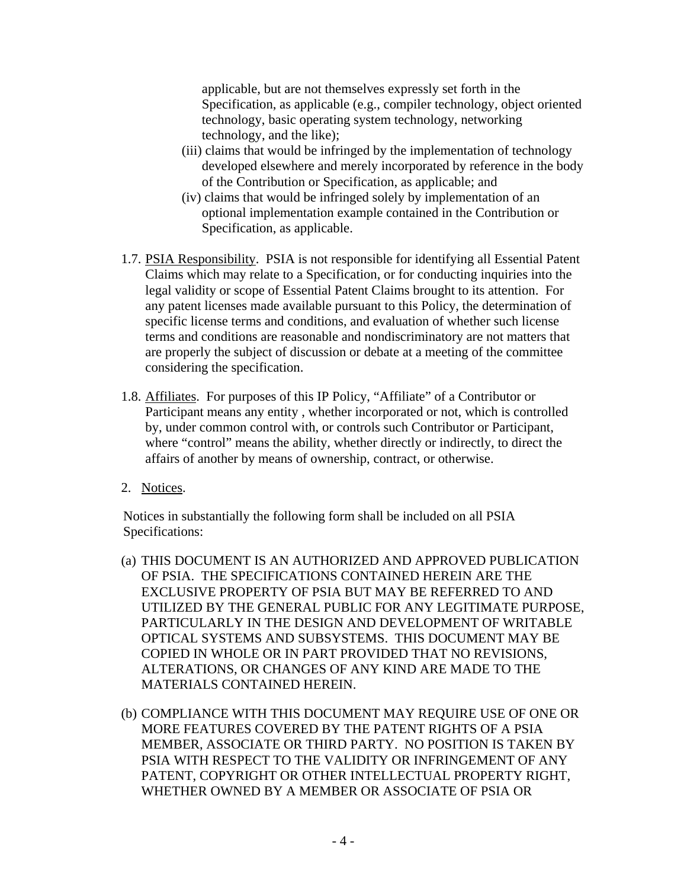applicable, but are not themselves expressly set forth in the Specification, as applicable (e.g., compiler technology, object oriented technology, basic operating system technology, networking technology, and the like);

(iii) claims that would be infringed by the implementation of technology developed elsewhere and merely incorporated by reference in the body of the Contribution or Specification, as applicable; and

(iv) claims that would be infringed solely by implementation of an optional implementation example contained in the Contribution or Specification, as applicable.

1.7. PSIA Responsibility. PSIA is not responsible for identifying all Essential Patent Claims which may relate to a Specification, or for conducting inquiries into the legal validity or scope of Essential Patent Claims brought to its attention. For any patent licenses made available pursuant to this Policy, the determination of specific license terms and conditions, and evaluation of whether such license terms and conditions are reasonable and nondiscriminatory are not matters that are properly the subject of discussion or debate at a meeting of the committee considering the specification.

1.8. Affiliates. For purposes of this IP Policy, "Affiliate" of a Contributor or Participant means any entity , whether incorporated or not, which is controlled by, under common control with, or controls such Contributor or Participant, where "control" means the ability, whether directly or indirectly, to direct the affairs of another by means of ownership, contract, or otherwise.

2. Notices.

Notices in substantially the following form shall be included on all PSIA Specifications:

(a) THIS DOCUMENT IS AN AUTHORIZED AND APPROVED PUBLICATION OF PSIA. THE SPECIFICATIONS CONTAINED HEREIN ARE THE EXCLUSIVE PROPERTY OF PSIA BUT MAY BE REFERRED TO AND UTILIZED BY THE GENERAL PUBLIC FOR ANY LEGITIMATE PURPOSE, PARTICULARLY IN THE DESIGN AND DEVELOPMENT OF WRITABLE OPTICAL SYSTEMS AND SUBSYSTEMS. THIS DOCUMENT MAY BE COPIED IN WHOLE OR IN PART PROVIDED THAT NO REVISIONS, ALTERATIONS, OR CHANGES OF ANY KIND ARE MADE TO THE MATERIALS CONTAINED HEREIN.

(b) COMPLIANCE WITH THIS DOCUMENT MAY REQUIRE USE OF ONE OR MORE FEATURES COVERED BY THE PATENT RIGHTS OF A PSIA MEMBER, ASSOCIATE OR THIRD PARTY. NO POSITION IS TAKEN BY PSIA WITH RESPECT TO THE VALIDITY OR INFRINGEMENT OF ANY PATENT, COPYRIGHT OR OTHER INTELLECTUAL PROPERTY RIGHT, WHETHER OWNED BY A MEMBER OR ASSOCIATE OF PSIA OR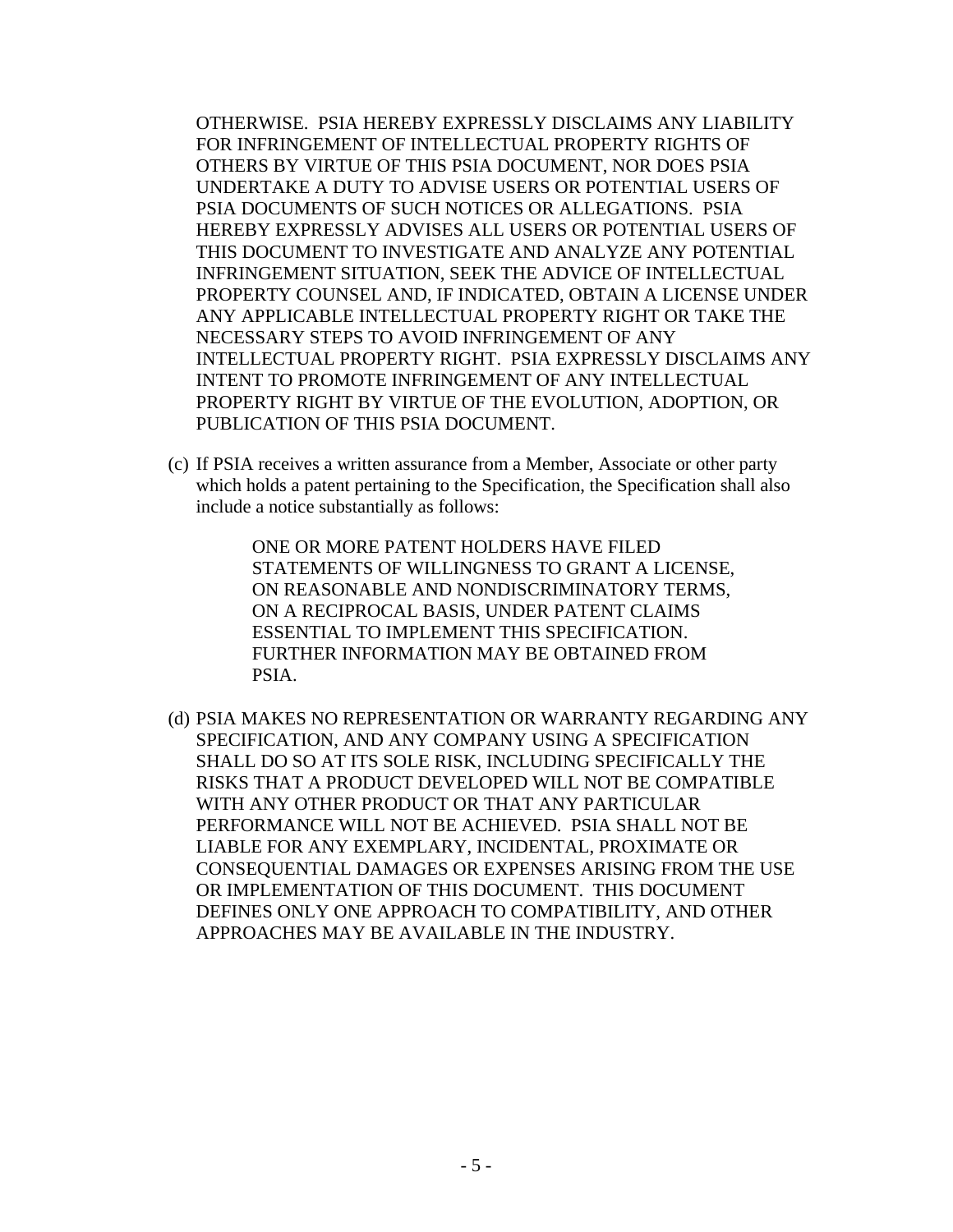OTHERWISE. PSIA HEREBY EXPRESSLY DISCLAIMS ANY LIABILITY FOR INFRINGEMENT OF INTELLECTUAL PROPERTY RIGHTS OF OTHERS BY VIRTUE OF THIS PSIA DOCUMENT, NOR DOES PSIA UNDERTAKE A DUTY TO ADVISE USERS OR POTENTIAL USERS OF PSIA DOCUMENTS OF SUCH NOTICES OR ALLEGATIONS. PSIA HEREBY EXPRESSLY ADVISES ALL USERS OR POTENTIAL USERS OF THIS DOCUMENT TO INVESTIGATE AND ANALYZE ANY POTENTIAL INFRINGEMENT SITUATION, SEEK THE ADVICE OF INTELLECTUAL PROPERTY COUNSEL AND, IF INDICATED, OBTAIN A LICENSE UNDER ANY APPLICABLE INTELLECTUAL PROPERTY RIGHT OR TAKE THE NECESSARY STEPS TO AVOID INFRINGEMENT OF ANY INTELLECTUAL PROPERTY RIGHT. PSIA EXPRESSLY DISCLAIMS ANY INTENT TO PROMOTE INFRINGEMENT OF ANY INTELLECTUAL PROPERTY RIGHT BY VIRTUE OF THE EVOLUTION, ADOPTION, OR PUBLICATION OF THIS PSIA DOCUMENT.

(c) If PSIA receives a written assurance from a Member, Associate or other party which holds a patent pertaining to the Specification, the Specification shall also include a notice substantially as follows:

> ONE OR MORE PATENT HOLDERS HAVE FILED STATEMENTS OF WILLINGNESS TO GRANT A LICENSE, ON REASONABLE AND NONDISCRIMINATORY TERMS, ON A RECIPROCAL BASIS, UNDER PATENT CLAIMS ESSENTIAL TO IMPLEMENT THIS SPECIFICATION. FURTHER INFORMATION MAY BE OBTAINED FROM PSIA.

(d) PSIA MAKES NO REPRESENTATION OR WARRANTY REGARDING ANY SPECIFICATION, AND ANY COMPANY USING A SPECIFICATION SHALL DO SO AT ITS SOLE RISK, INCLUDING SPECIFICALLY THE RISKS THAT A PRODUCT DEVELOPED WILL NOT BE COMPATIBLE WITH ANY OTHER PRODUCT OR THAT ANY PARTICULAR PERFORMANCE WILL NOT BE ACHIEVED. PSIA SHALL NOT BE LIABLE FOR ANY EXEMPLARY, INCIDENTAL, PROXIMATE OR CONSEQUENTIAL DAMAGES OR EXPENSES ARISING FROM THE USE OR IMPLEMENTATION OF THIS DOCUMENT. THIS DOCUMENT DEFINES ONLY ONE APPROACH TO COMPATIBILITY, AND OTHER APPROACHES MAY BE AVAILABLE IN THE INDUSTRY.